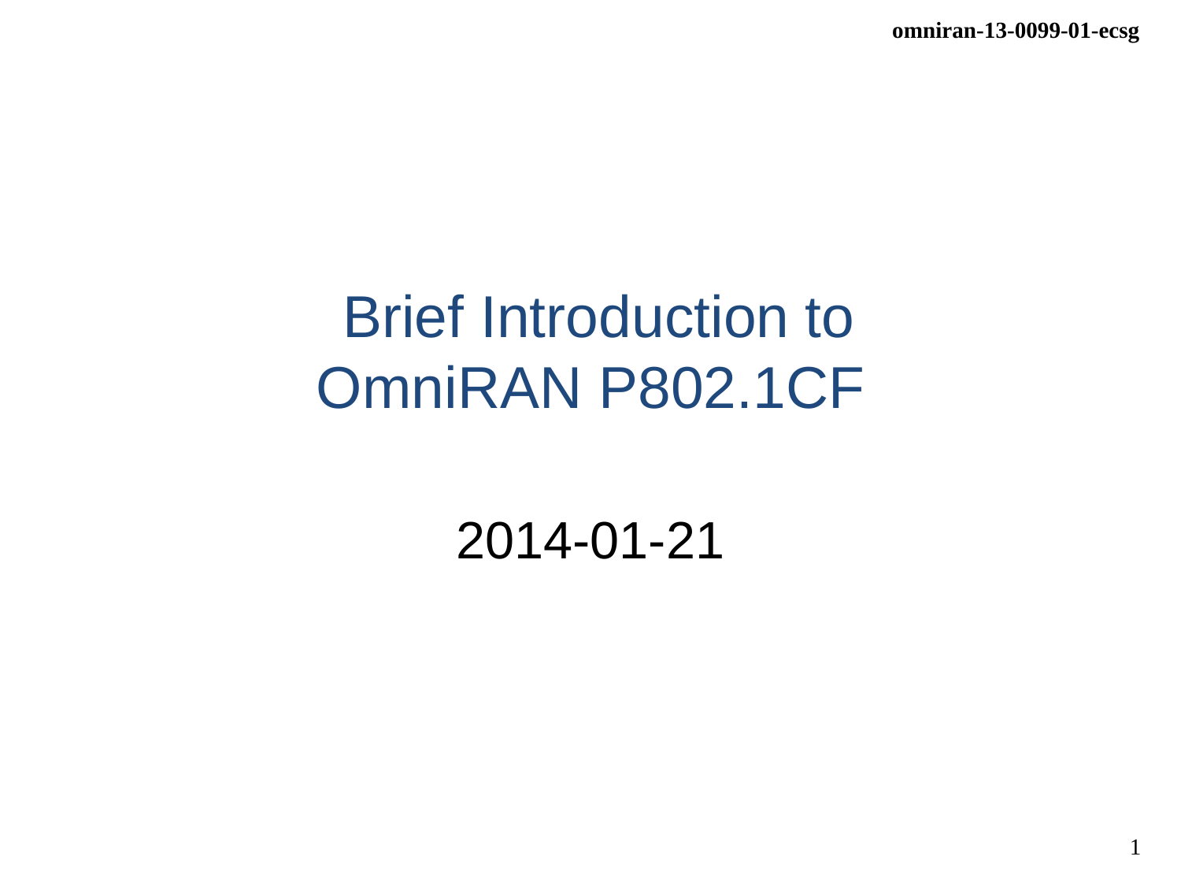# Brief Introduction to OmniRAN P802.1CF

2014-01-21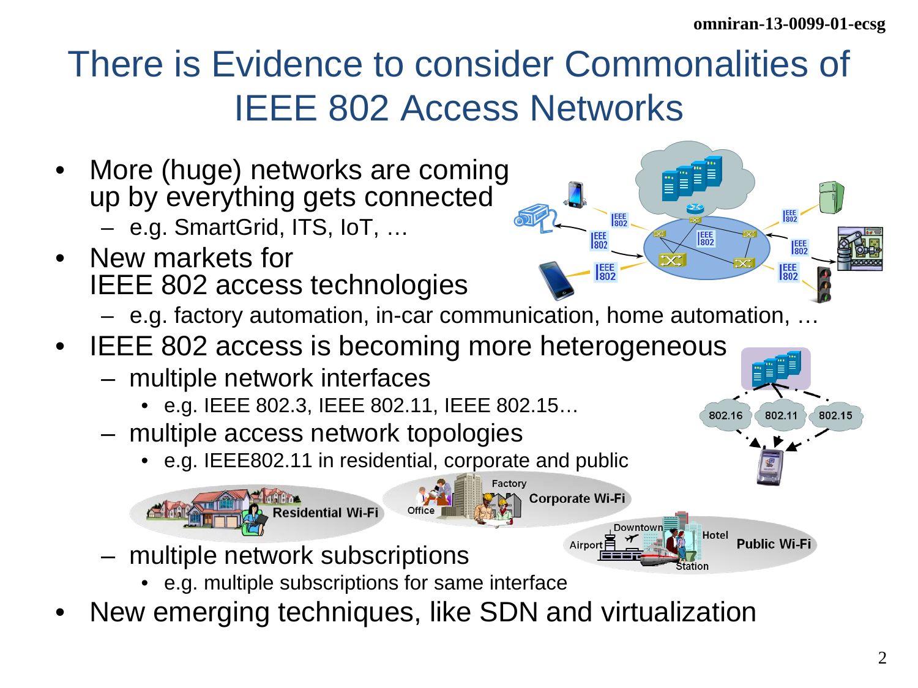# There is Evidence to consider Commonalities of IEEE 802 Access Networks

- More (huge) networks are coming up by everything gets connected
  - e.g. SmartGrid, ITS, IoT, …
- New markets for IEEE 802 access technologies
  - e.g. factory automation, in-car communication, home automation, …
- IEEE 802 access is becoming more heterogeneous
  - multiple network interfaces
    - e.g. IEEE 802.3, IEEE 802.11, IEEE 802.15…
  - multiple access network topologies
    - e.g. IEEE802.11 in residential, corporate and public
  - multiple network subscriptions
    - e.g. multiple subscriptions for same interface
- New emerging techniques, like SDN and virtualization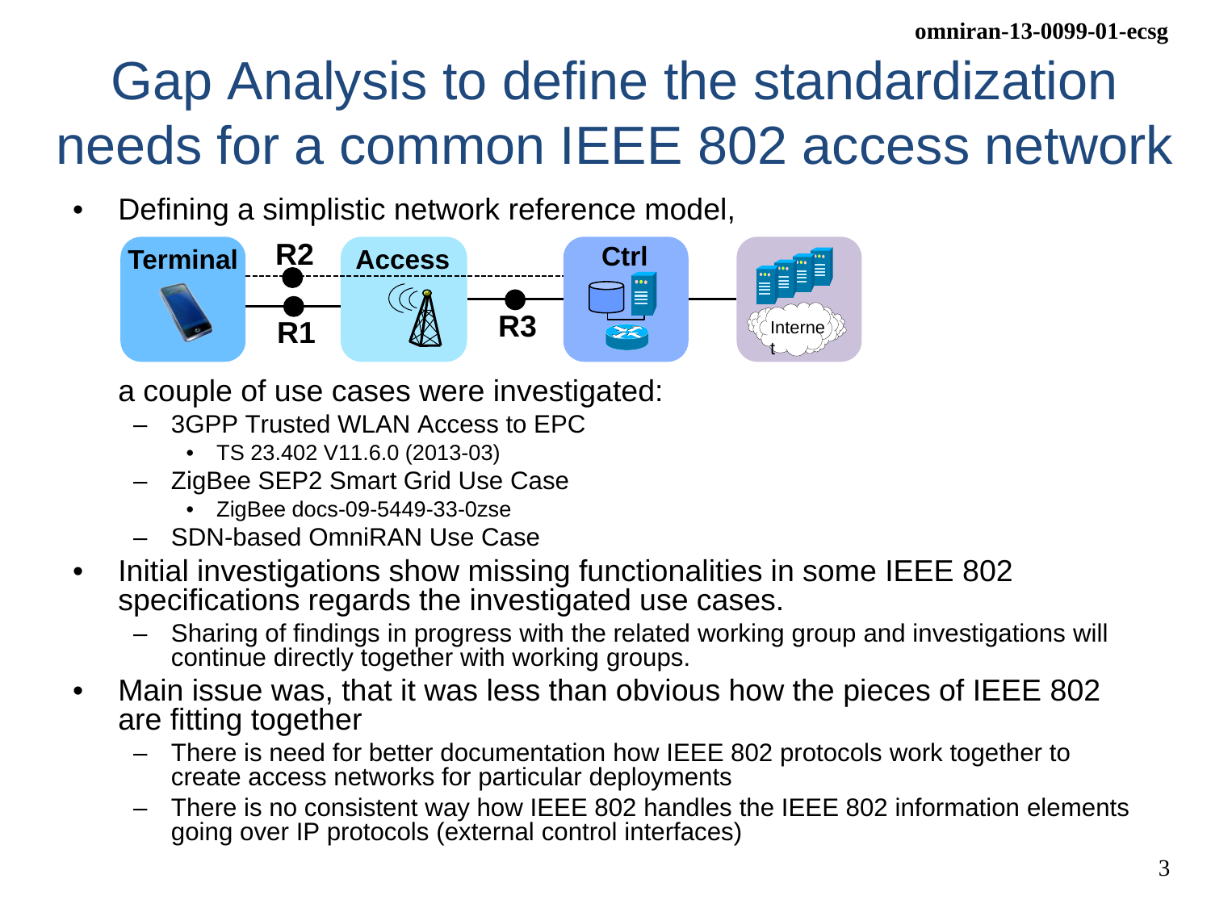# Gap Analysis to define the standardization needs for a common IEEE 802 access network

- Defining a simplistic network reference model,

  Terminal R2 R1 Access R3 Ctrl Internet

  a couple of use cases were investigated:
  - 3GPP Trusted WLAN Access to EPC
    - TS 23.402 V11.6.0 (2013-03)
  - ZigBee SEP2 Smart Grid Use Case
    - ZigBee docs-09-5449-33-0zse
  - SDN-based OmniRAN Use Case
- Initial investigations show missing functionalities in some IEEE 802 specifications regards the investigated use cases.
  - Sharing of findings in progress with the related working group and investigations will continue directly together with working groups.
- Main issue was, that it was less than obvious how the pieces of IEEE 802 are fitting together
  - There is need for better documentation how IEEE 802 protocols work together to create access networks for particular deployments
  - There is no consistent way how IEEE 802 handles the IEEE 802 information elements going over IP protocols (external control interfaces)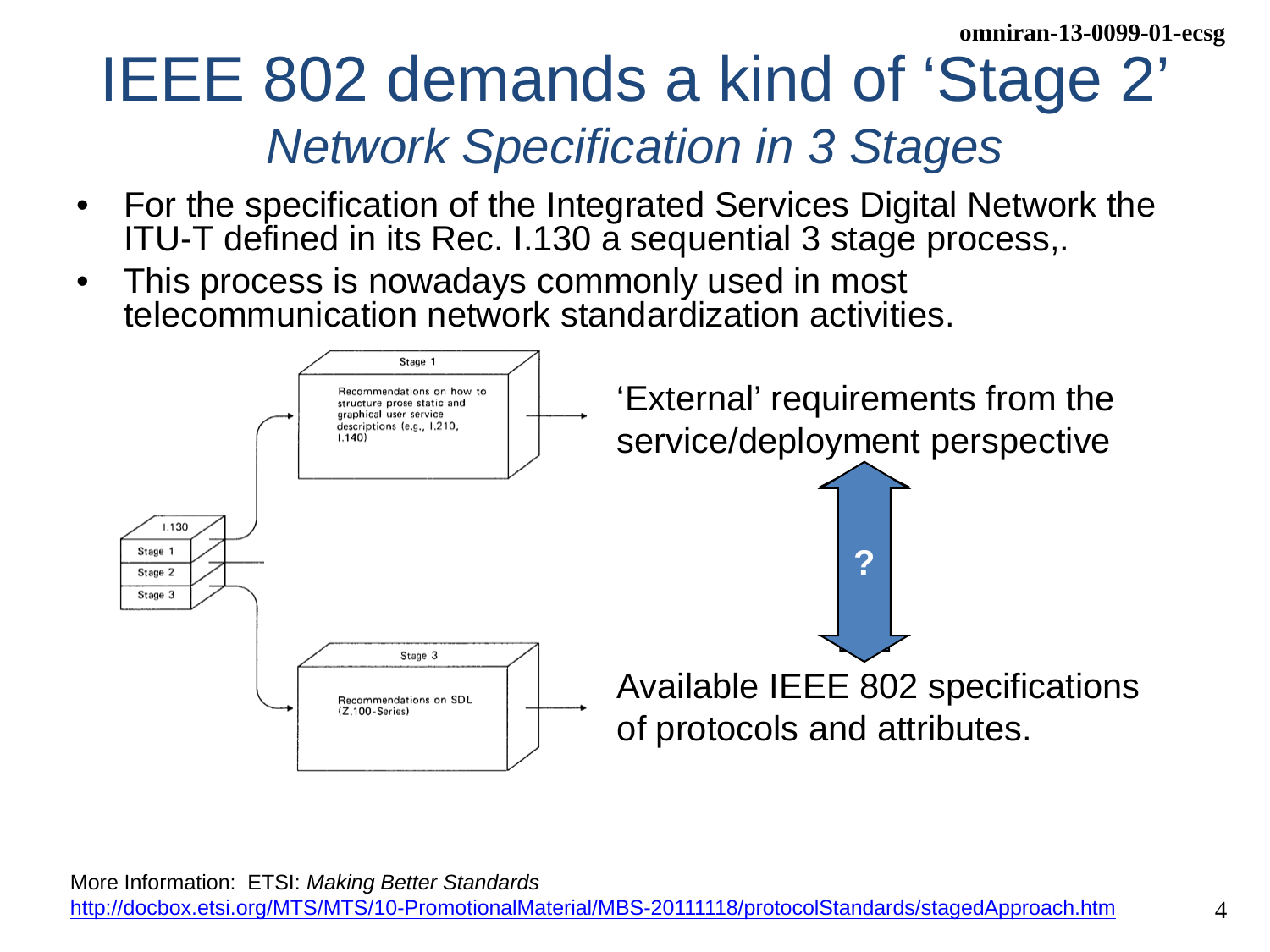# IEEE 802 demands a kind of 'Stage 2'

## *Network Specification in 3 Stages*

- For the specification of the Integrated Services Digital Network the ITU-T defined in its Rec. I.130 a sequential 3 stage process,.
- This process is nowadays commonly used in most telecommunication network standardization activities.

I.130

Stage 1

Stage 2

Stage 3

Stage 1

Recommendations on how to structure prose static and graphical user service descriptions (e.g., I.210, I.140)

Stage 3

Recommendations on SDL (Z.100-Series)

'External' requirements from the service/deployment perspective

?

Available IEEE 802 specifications of protocols and attributes.

More Information: ETSI: *Making Better Standards*
http://docbox.etsi.org/MTS/MTS/10-PromotionalMaterial/MBS-20111118/protocolStandards/stagedApproach.htm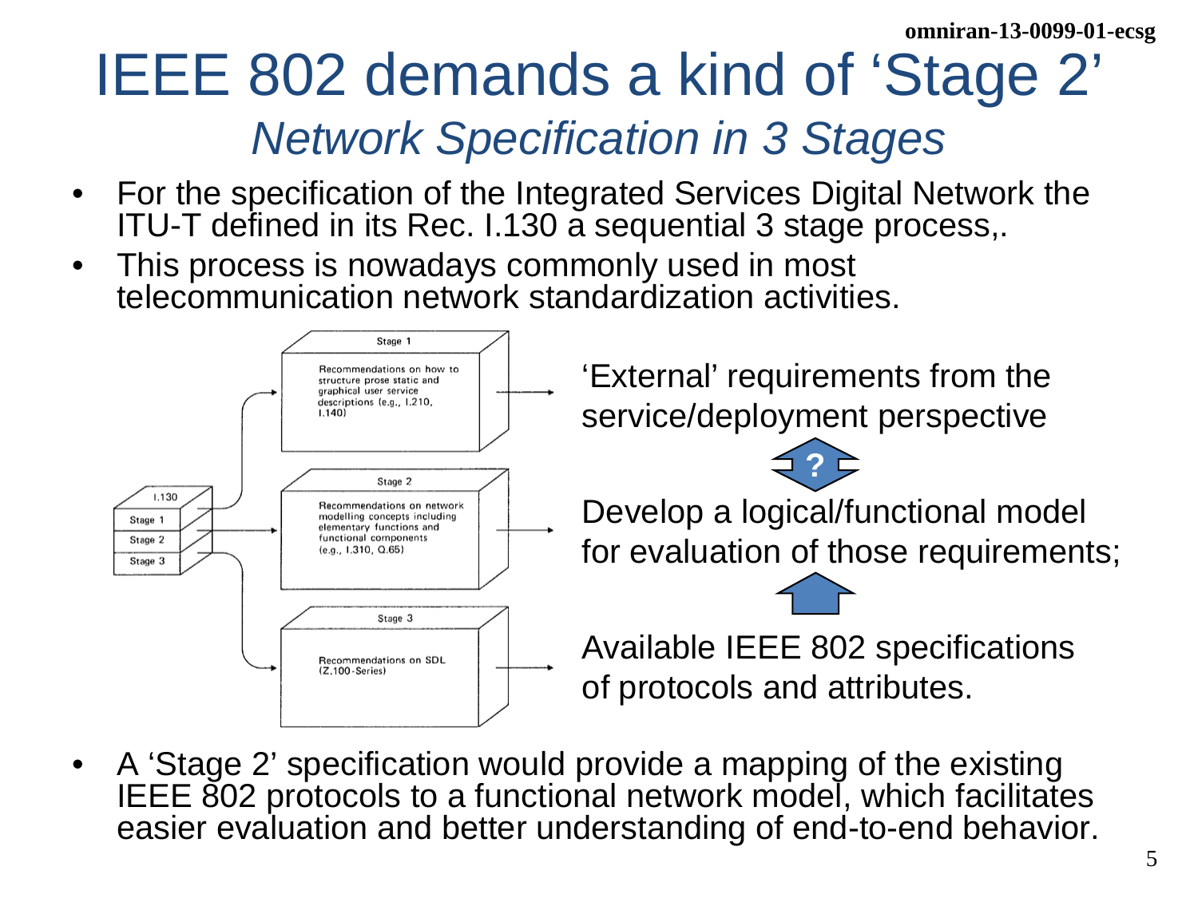# IEEE 802 demands a kind of 'Stage 2'

## *Network Specification in 3 Stages*

- For the specification of the Integrated Services Digital Network the ITU-T defined in its Rec. I.130 a sequential 3 stage process,.
- This process is nowadays commonly used in most telecommunication network standardization activities.

I.130

Stage 1

Stage 2

Stage 3

**Stage 1**

Recommendations on how to structure prose static and graphical user service descriptions (e.g., I.210, I.140)

**Stage 2**

Recommendations on network modelling concepts including elementary functions and functional components (e.g., I.310, Q.65)

**Stage 3**

Recommendations on SDL (Z.100-Series)

'External' requirements from the service/deployment perspective

?

Develop a logical/functional model for evaluation of those requirements;

Available IEEE 802 specifications of protocols and attributes.

- A 'Stage 2' specification would provide a mapping of the existing IEEE 802 protocols to a functional network model, which facilitates easier evaluation and better understanding of end-to-end behavior.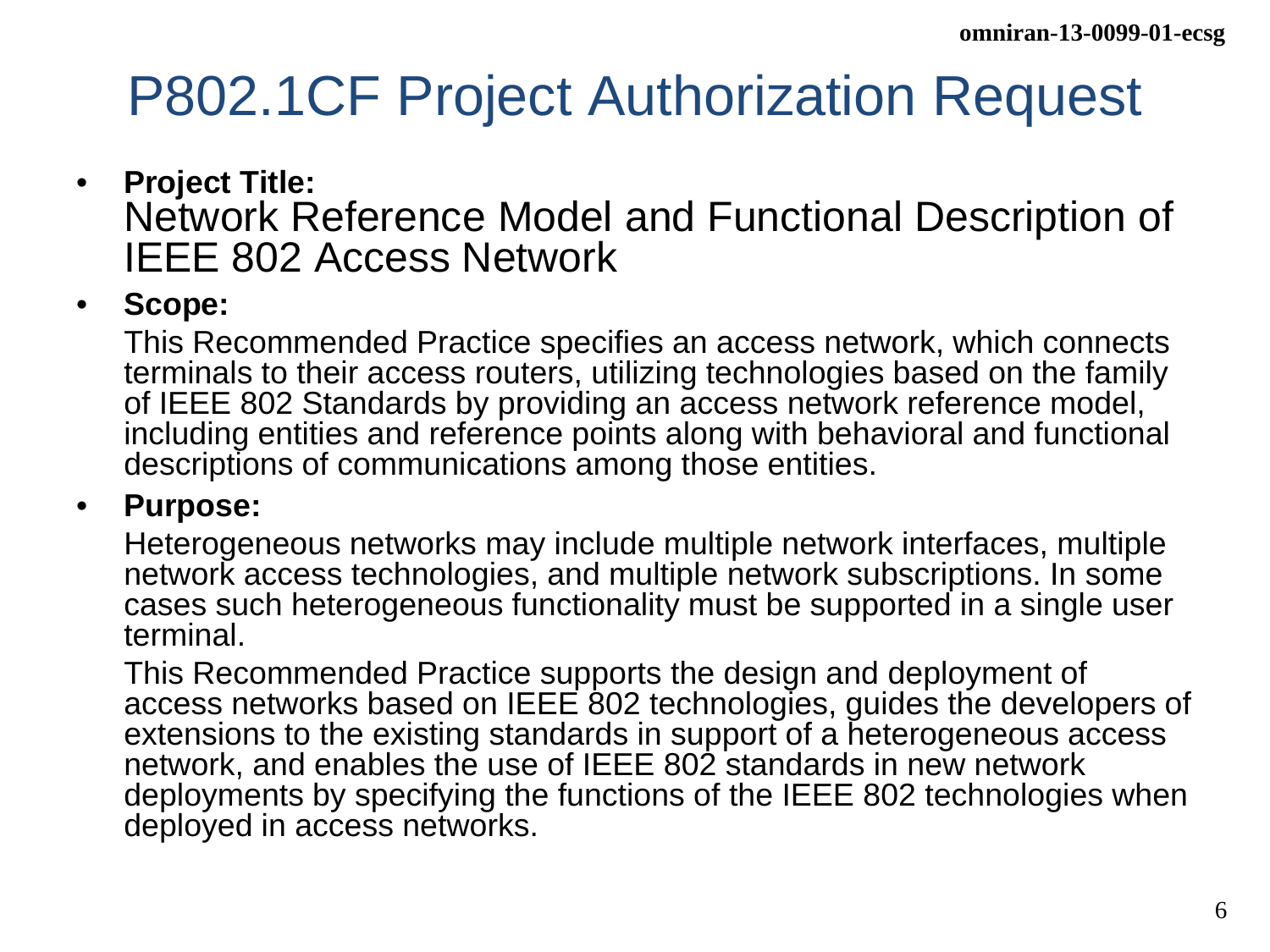# P802.1CF Project Authorization Request

- **Project Title:**
  Network Reference Model and Functional Description of IEEE 802 Access Network
- **Scope:**

  This Recommended Practice specifies an access network, which connects terminals to their access routers, utilizing technologies based on the family of IEEE 802 Standards by providing an access network reference model, including entities and reference points along with behavioral and functional descriptions of communications among those entities.
- **Purpose:**

  Heterogeneous networks may include multiple network interfaces, multiple network access technologies, and multiple network subscriptions. In some cases such heterogeneous functionality must be supported in a single user terminal.

  This Recommended Practice supports the design and deployment of access networks based on IEEE 802 technologies, guides the developers of extensions to the existing standards in support of a heterogeneous access network, and enables the use of IEEE 802 standards in new network deployments by specifying the functions of the IEEE 802 technologies when deployed in access networks.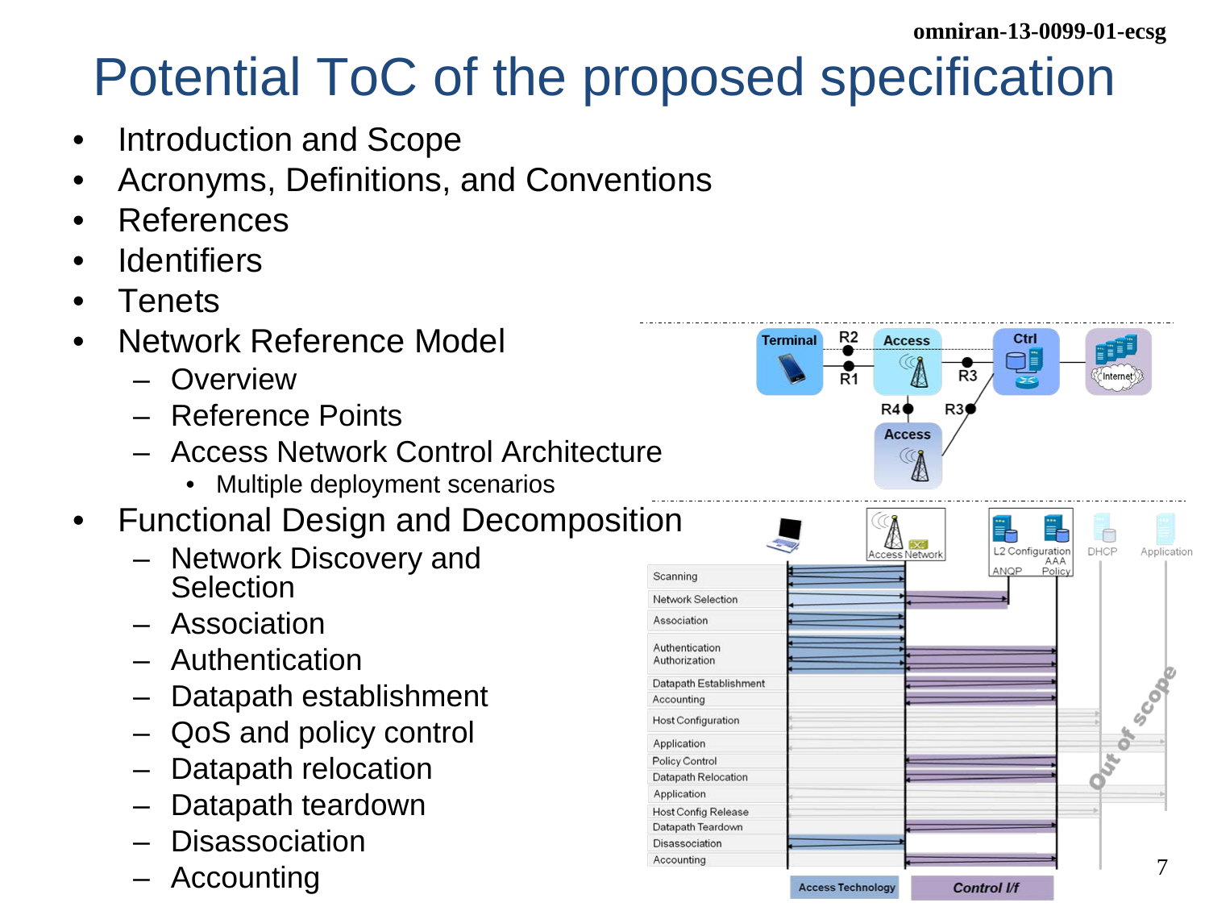# Potential ToC of the proposed specification

- Introduction and Scope
- Acronyms, Definitions, and Conventions
- References
- Identifiers
- Tenets
- Network Reference Model
  - Overview
  - Reference Points
  - Access Network Control Architecture
    - Multiple deployment scenarios
- Functional Design and Decomposition
  - Network Discovery and Selection
  - Association
  - Authentication
  - Datapath establishment
  - QoS and policy control
  - Datapath relocation
  - Datapath teardown
  - Disassociation
  - Accounting

Terminal
R2
R1
Access
R3
Ctrl
Internet
R4
R3
Access

Access Network
L2 Configuration
AAA
ANQP
Policy
DHCP
Application

Scanning
Network Selection
Association
Authentication
Authorization
Datapath Establishment
Accounting
Host Configuration
Application
Policy Control
Datapath Relocation
Application
Host Config Release
Datapath Teardown
Disassociation
Accounting

Out of scope

Access Technology
Control I/f